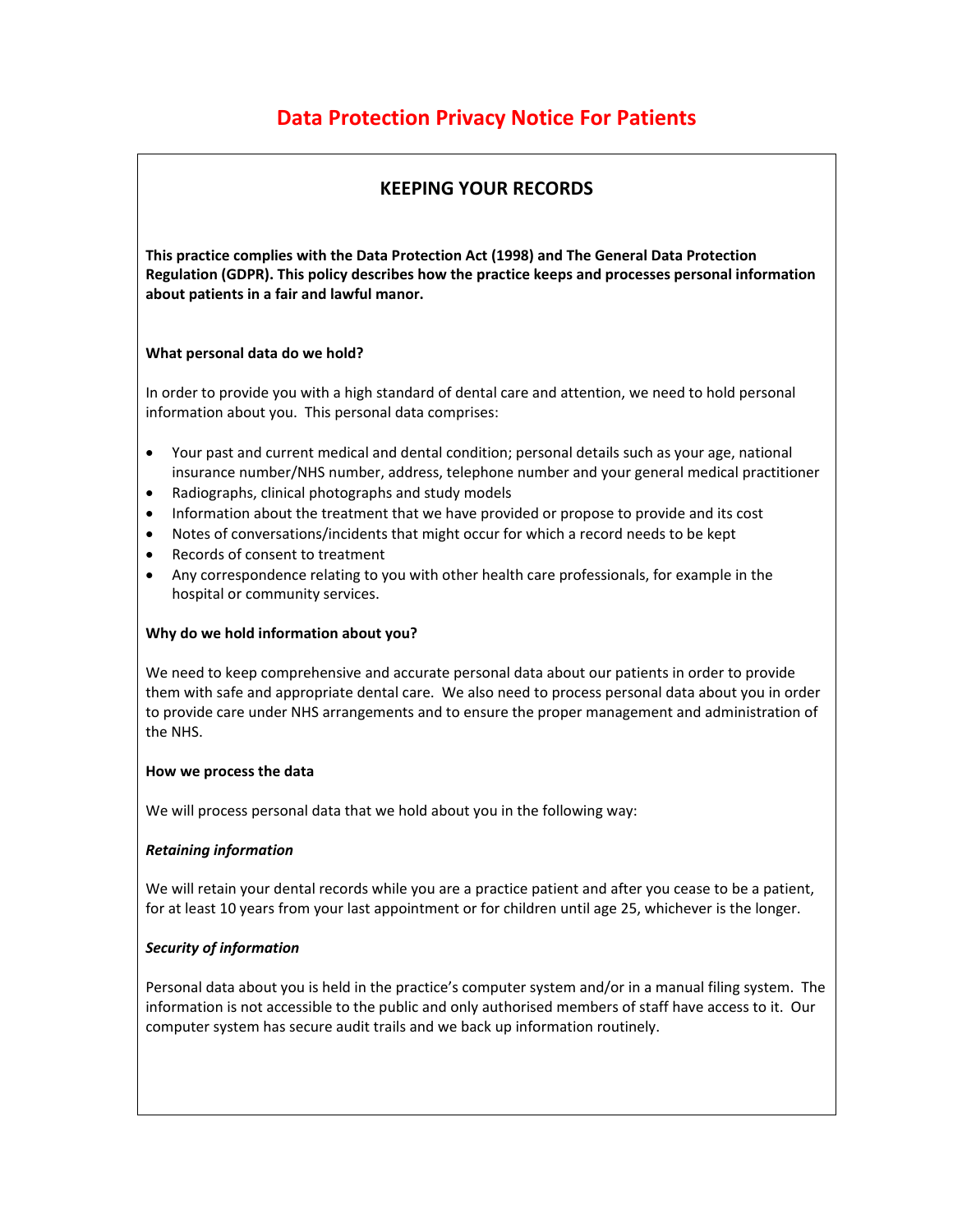# Data Protection Privacy Notice For Patients

## KEEPING YOUR RECORDS

**This practice complies with the Data Protection Act (1998) and The General Data Protection Regulation (GDPR). This policy describes how the practice keeps and processes personal information about patients in a fair and lawful manor.**

**What personal data do we hold?**

In order to provide you with a high standard of dental care and attention, we need to hold personal information about you. This personal data comprises:

- Your past and current medical and dental condition; personal details such as your age, national insurance number/NHS number, address, telephone number and your general medical practitioner
- Radiographs, clinical photographs and study models
- Information about the treatment that we have provided or propose to provide and its cost
- Notes of conversations/incidents that might occur for which a record needs to be kept
- Records of consent to treatment
- Any correspondence relating to you with other health care professionals, for example in the hospital or community services.

**Why do we hold information about you?**

We need to keep comprehensive and accurate personal data about our patients in order to provide them with safe and appropriate dental care. We also need to process personal data about you in order to provide care under NHS arrangements and to ensure the proper management and administration of the NHS.

**How we process the data**

We will process personal data that we hold about you in the following way:

***Retaining information***

We will retain your dental records while you are a practice patient and after you cease to be a patient, for at least 10 years from your last appointment or for children until age 25, whichever is the longer.

***Security of information***

Personal data about you is held in the practice's computer system and/or in a manual filing system. The information is not accessible to the public and only authorised members of staff have access to it. Our computer system has secure audit trails and we back up information routinely.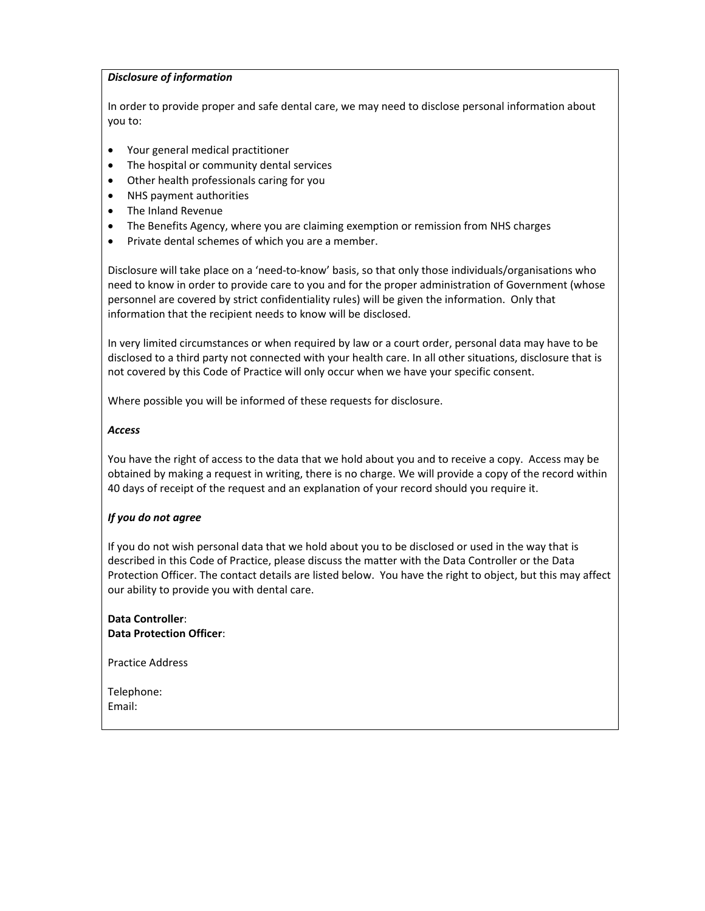***Disclosure of information***

In order to provide proper and safe dental care, we may need to disclose personal information about you to:

- Your general medical practitioner
- The hospital or community dental services
- Other health professionals caring for you
- NHS payment authorities
- The Inland Revenue
- The Benefits Agency, where you are claiming exemption or remission from NHS charges
- Private dental schemes of which you are a member.

Disclosure will take place on a 'need-to-know' basis, so that only those individuals/organisations who need to know in order to provide care to you and for the proper administration of Government (whose personnel are covered by strict confidentiality rules) will be given the information. Only that information that the recipient needs to know will be disclosed.

In very limited circumstances or when required by law or a court order, personal data may have to be disclosed to a third party not connected with your health care. In all other situations, disclosure that is not covered by this Code of Practice will only occur when we have your specific consent.

Where possible you will be informed of these requests for disclosure.

***Access***

You have the right of access to the data that we hold about you and to receive a copy. Access may be obtained by making a request in writing, there is no charge. We will provide a copy of the record within 40 days of receipt of the request and an explanation of your record should you require it.

***If you do not agree***

If you do not wish personal data that we hold about you to be disclosed or used in the way that is described in this Code of Practice, please discuss the matter with the Data Controller or the Data Protection Officer. The contact details are listed below. You have the right to object, but this may affect our ability to provide you with dental care.

**Data Controller**:
**Data Protection Officer**:

Practice Address

Telephone:
Email: